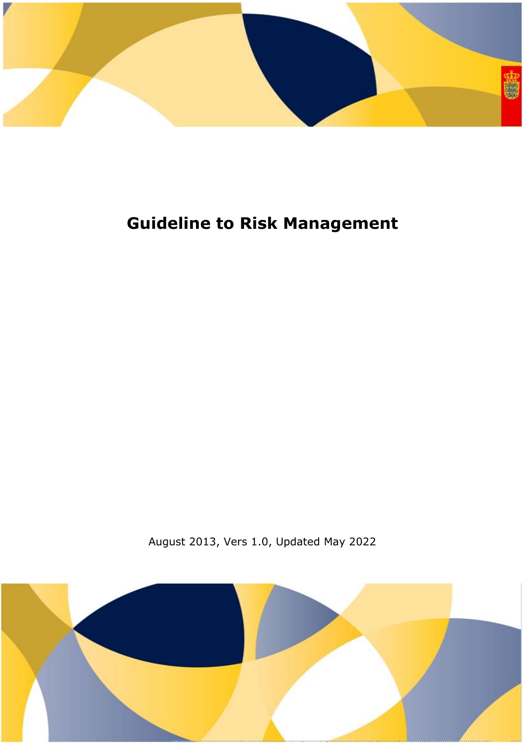# Guideline to Risk Management

August 2013, Vers 1.0, Updated May 2022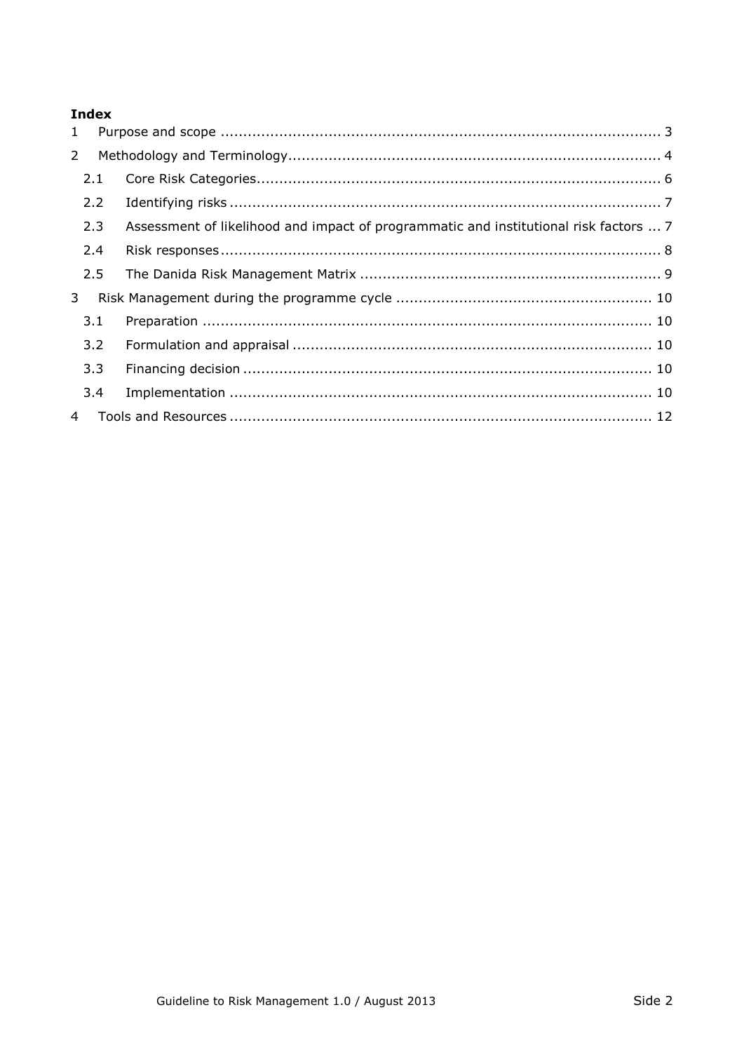**Index**

1 Purpose and scope ........................................................................................ 3

2 Methodology and Terminology........................................................................ 4

2.1 Core Risk Categories................................................................................ 6

2.2 Identifying risks ...................................................................................... 7

2.3 Assessment of likelihood and impact of programmatic and institutional risk factors ... 7

2.4 Risk responses ........................................................................................ 8

2.5 The Danida Risk Management Matrix .......................................................... 9

3 Risk Management during the programme cycle ............................................... 10

3.1 Preparation ........................................................................................... 10

3.2 Formulation and appraisal ....................................................................... 10

3.3 Financing decision .................................................................................. 10

3.4 Implementation ..................................................................................... 10

4 Tools and Resources .................................................................................... 12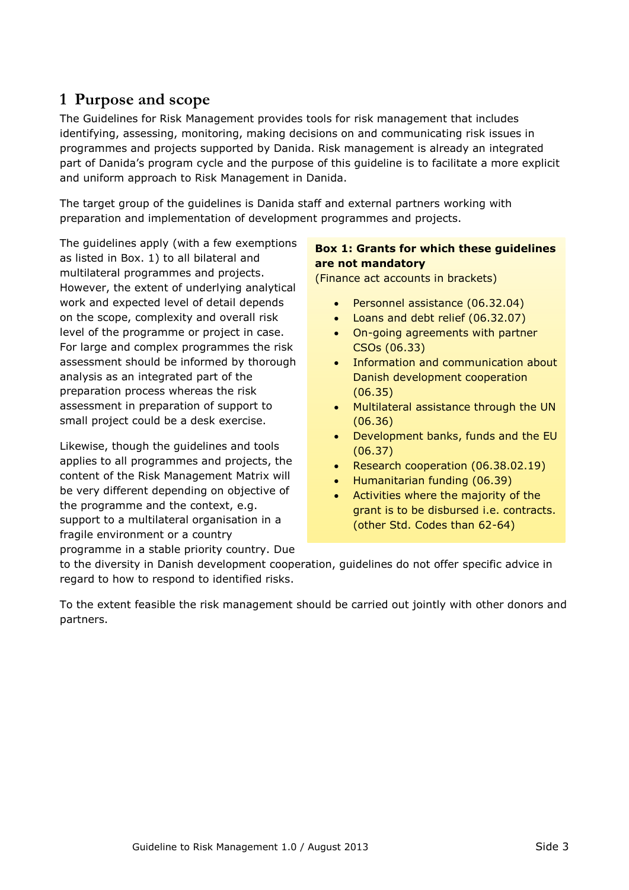# 1 Purpose and scope

The Guidelines for Risk Management provides tools for risk management that includes identifying, assessing, monitoring, making decisions on and communicating risk issues in programmes and projects supported by Danida. Risk management is already an integrated part of Danida's program cycle and the purpose of this guideline is to facilitate a more explicit and uniform approach to Risk Management in Danida.

The target group of the guidelines is Danida staff and external partners working with preparation and implementation of development programmes and projects.

The guidelines apply (with a few exemptions as listed in Box. 1) to all bilateral and multilateral programmes and projects. However, the extent of underlying analytical work and expected level of detail depends on the scope, complexity and overall risk level of the programme or project in case. For large and complex programmes the risk assessment should be informed by thorough analysis as an integrated part of the preparation process whereas the risk assessment in preparation of support to small project could be a desk exercise.

> **Box 1: Grants for which these guidelines are not mandatory**
> (Finance act accounts in brackets)
>
> - Personnel assistance (06.32.04)
> - Loans and debt relief (06.32.07)
> - On-going agreements with partner CSOs (06.33)
> - Information and communication about Danish development cooperation (06.35)
> - Multilateral assistance through the UN (06.36)
> - Development banks, funds and the EU (06.37)
> - Research cooperation (06.38.02.19)
> - Humanitarian funding (06.39)
> - Activities where the majority of the grant is to be disbursed i.e. contracts. (other Std. Codes than 62-64)

Likewise, though the guidelines and tools applies to all programmes and projects, the content of the Risk Management Matrix will be very different depending on objective of the programme and the context, e.g. support to a multilateral organisation in a fragile environment or a country programme in a stable priority country. Due to the diversity in Danish development cooperation, guidelines do not offer specific advice in regard to how to respond to identified risks.

To the extent feasible the risk management should be carried out jointly with other donors and partners.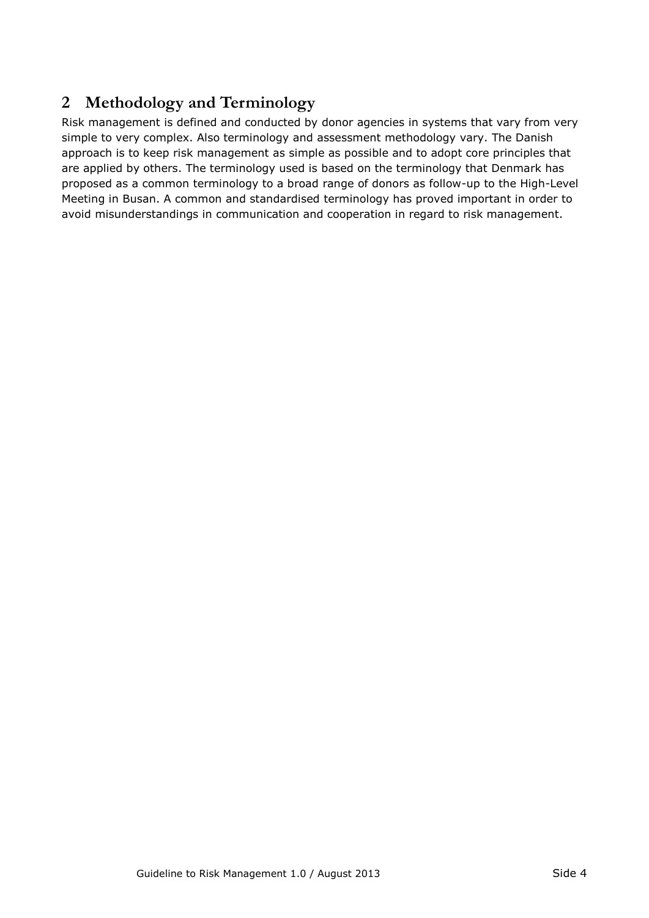# 2 Methodology and Terminology

Risk management is defined and conducted by donor agencies in systems that vary from very simple to very complex. Also terminology and assessment methodology vary. The Danish approach is to keep risk management as simple as possible and to adopt core principles that are applied by others. The terminology used is based on the terminology that Denmark has proposed as a common terminology to a broad range of donors as follow-up to the High-Level Meeting in Busan. A common and standardised terminology has proved important in order to avoid misunderstandings in communication and cooperation in regard to risk management.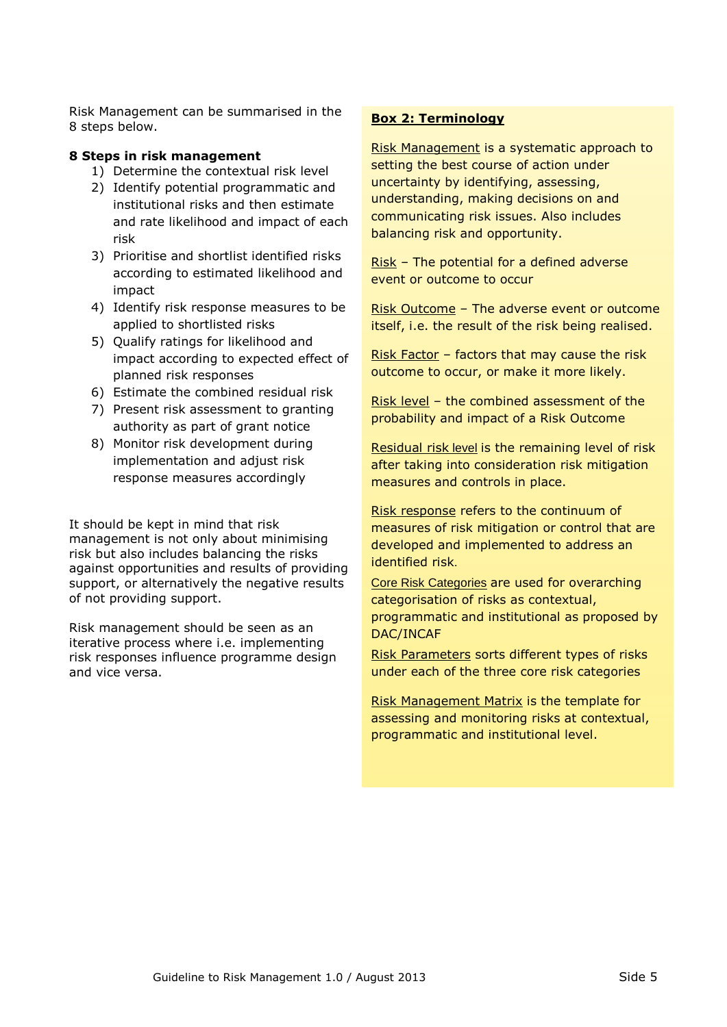Risk Management can be summarised in the 8 steps below.

**8 Steps in risk management**

1) Determine the contextual risk level
2) Identify potential programmatic and institutional risks and then estimate and rate likelihood and impact of each risk
3) Prioritise and shortlist identified risks according to estimated likelihood and impact
4) Identify risk response measures to be applied to shortlisted risks
5) Qualify ratings for likelihood and impact according to expected effect of planned risk responses
6) Estimate the combined residual risk
7) Present risk assessment to granting authority as part of grant notice
8) Monitor risk development during implementation and adjust risk response measures accordingly

It should be kept in mind that risk management is not only about minimising risk but also includes balancing the risks against opportunities and results of providing support, or alternatively the negative results of not providing support.

Risk management should be seen as an iterative process where i.e. implementing risk responses influence programme design and vice versa.

**Box 2: Terminology**

Risk Management is a systematic approach to setting the best course of action under uncertainty by identifying, assessing, understanding, making decisions on and communicating risk issues. Also includes balancing risk and opportunity.

Risk – The potential for a defined adverse event or outcome to occur

Risk Outcome – The adverse event or outcome itself, i.e. the result of the risk being realised.

Risk Factor – factors that may cause the risk outcome to occur, or make it more likely.

Risk level – the combined assessment of the probability and impact of a Risk Outcome

Residual risk level is the remaining level of risk after taking into consideration risk mitigation measures and controls in place.

Risk response refers to the continuum of measures of risk mitigation or control that are developed and implemented to address an identified risk.

Core Risk Categories are used for overarching categorisation of risks as contextual, programmatic and institutional as proposed by DAC/INCAF

Risk Parameters sorts different types of risks under each of the three core risk categories

Risk Management Matrix is the template for assessing and monitoring risks at contextual, programmatic and institutional level.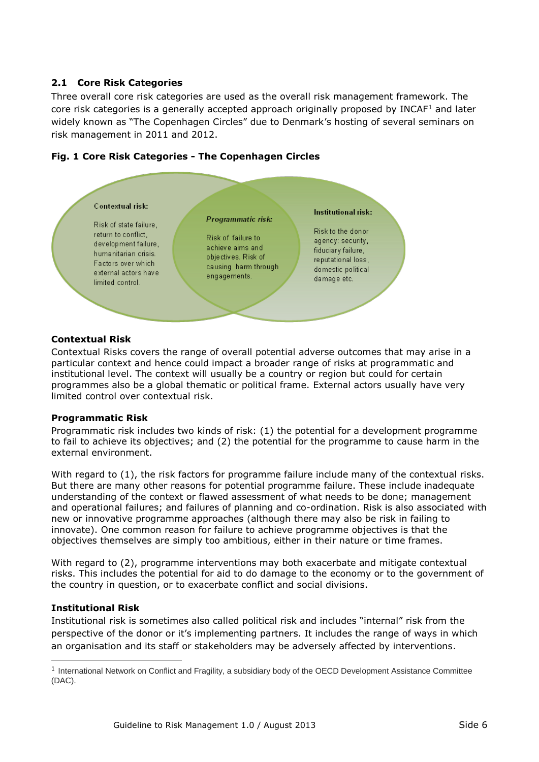### 2.1 Core Risk Categories

Three overall core risk categories are used as the overall risk management framework. The core risk categories is a generally accepted approach originally proposed by INCAF[1] and later widely known as "The Copenhagen Circles" due to Denmark's hosting of several seminars on risk management in 2011 and 2012.

**Fig. 1 Core Risk Categories - The Copenhagen Circles**

**Contextual risk:**

Risk of state failure, return to conflict, development failure, humanitarian crisis. Factors over which external actors have limited control.

***Programmatic risk:***

Risk of failure to achieve aims and objectives. Risk of causing harm through engagements.

**Institutional risk:**

Risk to the donor agency: security, fiduciary failure, reputational loss, domestic political damage etc.

**Contextual Risk**

Contextual Risks covers the range of overall potential adverse outcomes that may arise in a particular context and hence could impact a broader range of risks at programmatic and institutional level. The context will usually be a country or region but could for certain programmes also be a global thematic or political frame. External actors usually have very limited control over contextual risk.

**Programmatic Risk**

Programmatic risk includes two kinds of risk: (1) the potential for a development programme to fail to achieve its objectives; and (2) the potential for the programme to cause harm in the external environment.

With regard to (1), the risk factors for programme failure include many of the contextual risks. But there are many other reasons for potential programme failure. These include inadequate understanding of the context or flawed assessment of what needs to be done; management and operational failures; and failures of planning and co-ordination. Risk is also associated with new or innovative programme approaches (although there may also be risk in failing to innovate). One common reason for failure to achieve programme objectives is that the objectives themselves are simply too ambitious, either in their nature or time frames.

With regard to (2), programme interventions may both exacerbate and mitigate contextual risks. This includes the potential for aid to do damage to the economy or to the government of the country in question, or to exacerbate conflict and social divisions.

**Institutional Risk**

Institutional risk is sometimes also called political risk and includes "internal" risk from the perspective of the donor or it's implementing partners. It includes the range of ways in which an organisation and its staff or stakeholders may be adversely affected by interventions.

---

[1] International Network on Conflict and Fragility, a subsidiary body of the OECD Development Assistance Committee (DAC).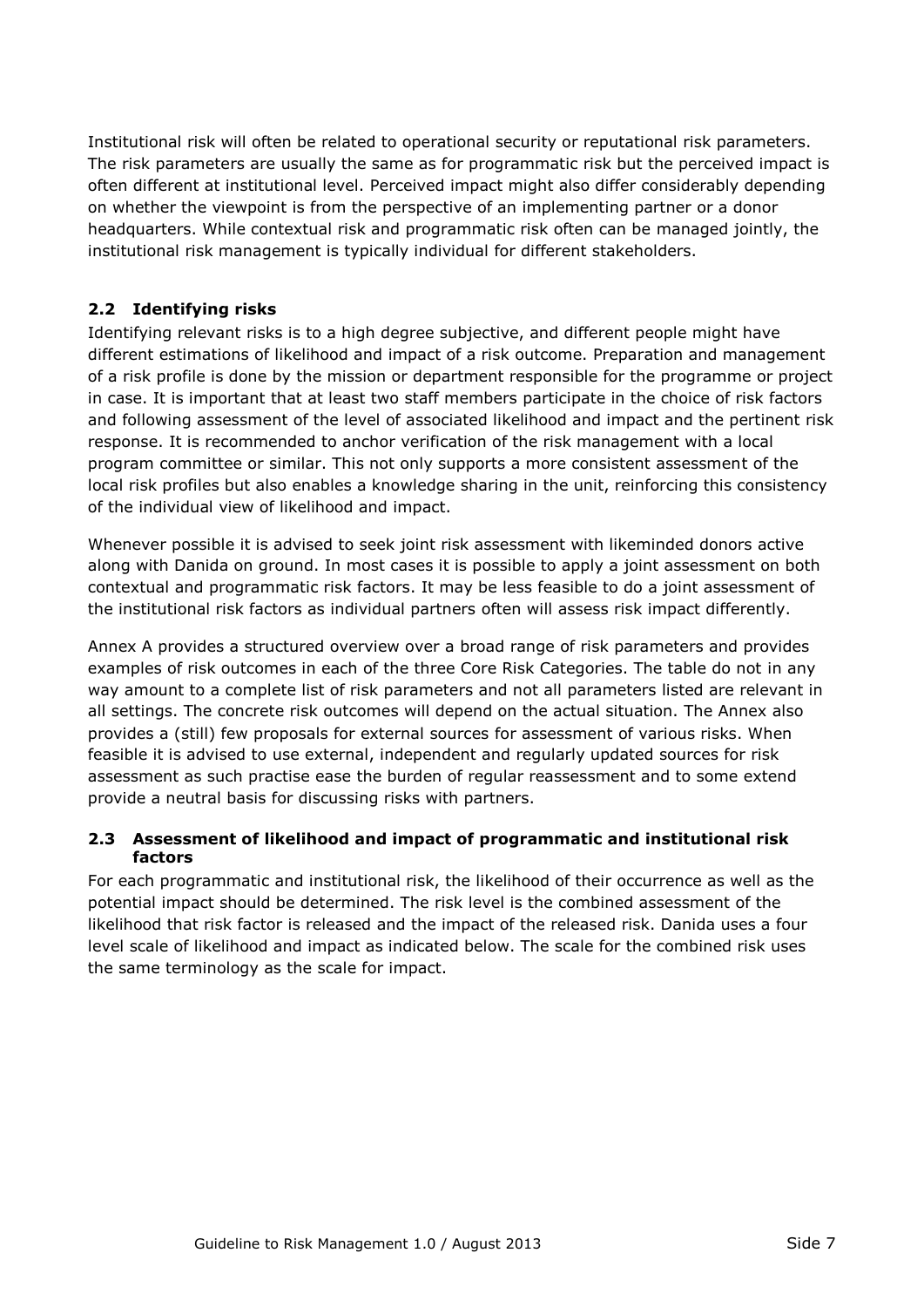Institutional risk will often be related to operational security or reputational risk parameters. The risk parameters are usually the same as for programmatic risk but the perceived impact is often different at institutional level. Perceived impact might also differ considerably depending on whether the viewpoint is from the perspective of an implementing partner or a donor headquarters. While contextual risk and programmatic risk often can be managed jointly, the institutional risk management is typically individual for different stakeholders.

## 2.2 Identifying risks

Identifying relevant risks is to a high degree subjective, and different people might have different estimations of likelihood and impact of a risk outcome. Preparation and management of a risk profile is done by the mission or department responsible for the programme or project in case. It is important that at least two staff members participate in the choice of risk factors and following assessment of the level of associated likelihood and impact and the pertinent risk response. It is recommended to anchor verification of the risk management with a local program committee or similar. This not only supports a more consistent assessment of the local risk profiles but also enables a knowledge sharing in the unit, reinforcing this consistency of the individual view of likelihood and impact.

Whenever possible it is advised to seek joint risk assessment with likeminded donors active along with Danida on ground. In most cases it is possible to apply a joint assessment on both contextual and programmatic risk factors. It may be less feasible to do a joint assessment of the institutional risk factors as individual partners often will assess risk impact differently.

Annex A provides a structured overview over a broad range of risk parameters and provides examples of risk outcomes in each of the three Core Risk Categories. The table do not in any way amount to a complete list of risk parameters and not all parameters listed are relevant in all settings. The concrete risk outcomes will depend on the actual situation. The Annex also provides a (still) few proposals for external sources for assessment of various risks. When feasible it is advised to use external, independent and regularly updated sources for risk assessment as such practise ease the burden of regular reassessment and to some extend provide a neutral basis for discussing risks with partners.

## 2.3 Assessment of likelihood and impact of programmatic and institutional risk factors

For each programmatic and institutional risk, the likelihood of their occurrence as well as the potential impact should be determined. The risk level is the combined assessment of the likelihood that risk factor is released and the impact of the released risk. Danida uses a four level scale of likelihood and impact as indicated below. The scale for the combined risk uses the same terminology as the scale for impact.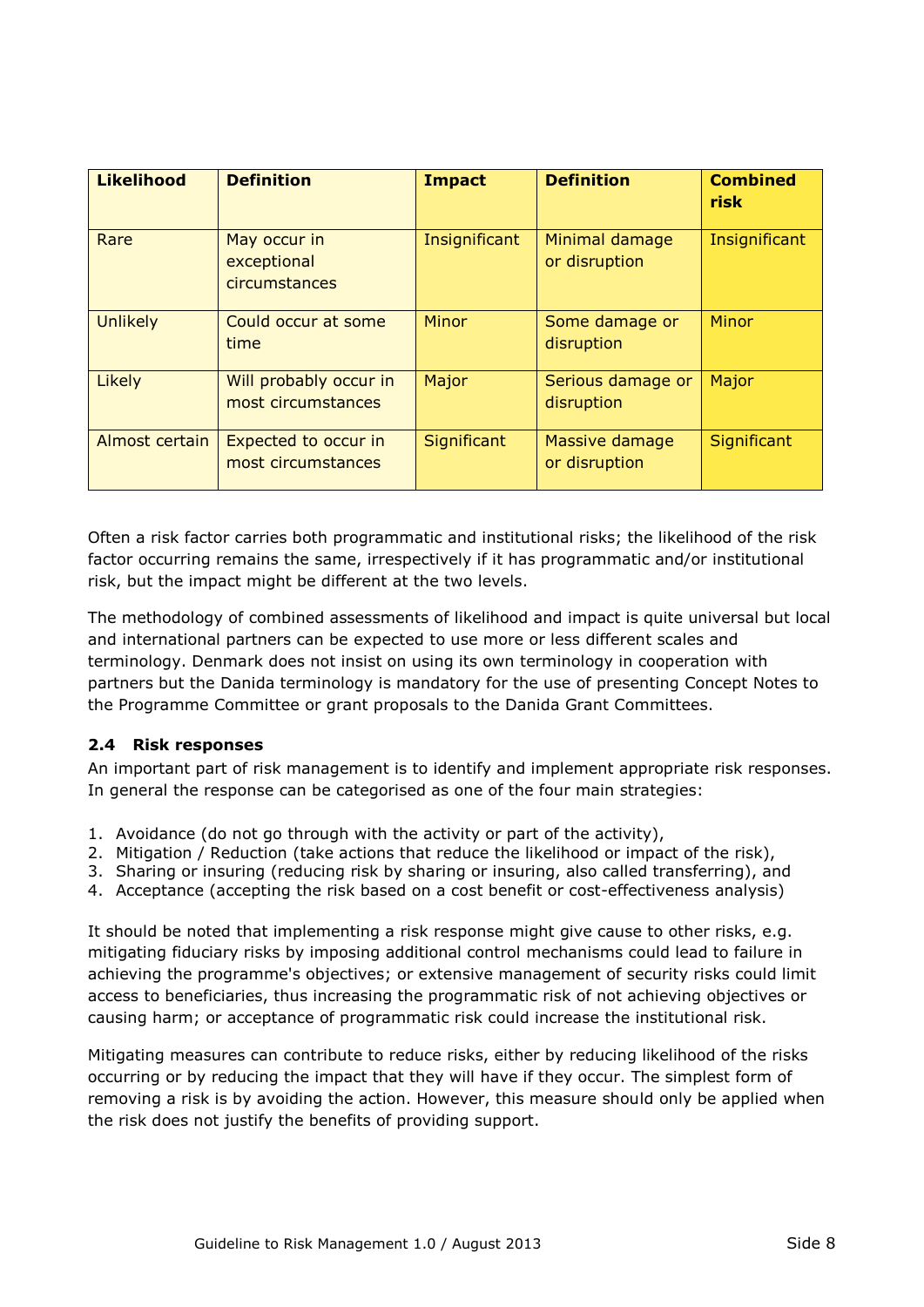| Likelihood | Definition | Impact | Definition | Combined risk |
|---|---|---|---|---|
| Rare | May occur in exceptional circumstances | Insignificant | Minimal damage or disruption | Insignificant |
| Unlikely | Could occur at some time | Minor | Some damage or disruption | Minor |
| Likely | Will probably occur in most circumstances | Major | Serious damage or disruption | Major |
| Almost certain | Expected to occur in most circumstances | Significant | Massive damage or disruption | Significant |

Often a risk factor carries both programmatic and institutional risks; the likelihood of the risk factor occurring remains the same, irrespectively if it has programmatic and/or institutional risk, but the impact might be different at the two levels.

The methodology of combined assessments of likelihood and impact is quite universal but local and international partners can be expected to use more or less different scales and terminology. Denmark does not insist on using its own terminology in cooperation with partners but the Danida terminology is mandatory for the use of presenting Concept Notes to the Programme Committee or grant proposals to the Danida Grant Committees.

### 2.4 Risk responses

An important part of risk management is to identify and implement appropriate risk responses. In general the response can be categorised as one of the four main strategies:

1. Avoidance (do not go through with the activity or part of the activity),
2. Mitigation / Reduction (take actions that reduce the likelihood or impact of the risk),
3. Sharing or insuring (reducing risk by sharing or insuring, also called transferring), and
4. Acceptance (accepting the risk based on a cost benefit or cost-effectiveness analysis)

It should be noted that implementing a risk response might give cause to other risks, e.g. mitigating fiduciary risks by imposing additional control mechanisms could lead to failure in achieving the programme's objectives; or extensive management of security risks could limit access to beneficiaries, thus increasing the programmatic risk of not achieving objectives or causing harm; or acceptance of programmatic risk could increase the institutional risk.

Mitigating measures can contribute to reduce risks, either by reducing likelihood of the risks occurring or by reducing the impact that they will have if they occur. The simplest form of removing a risk is by avoiding the action. However, this measure should only be applied when the risk does not justify the benefits of providing support.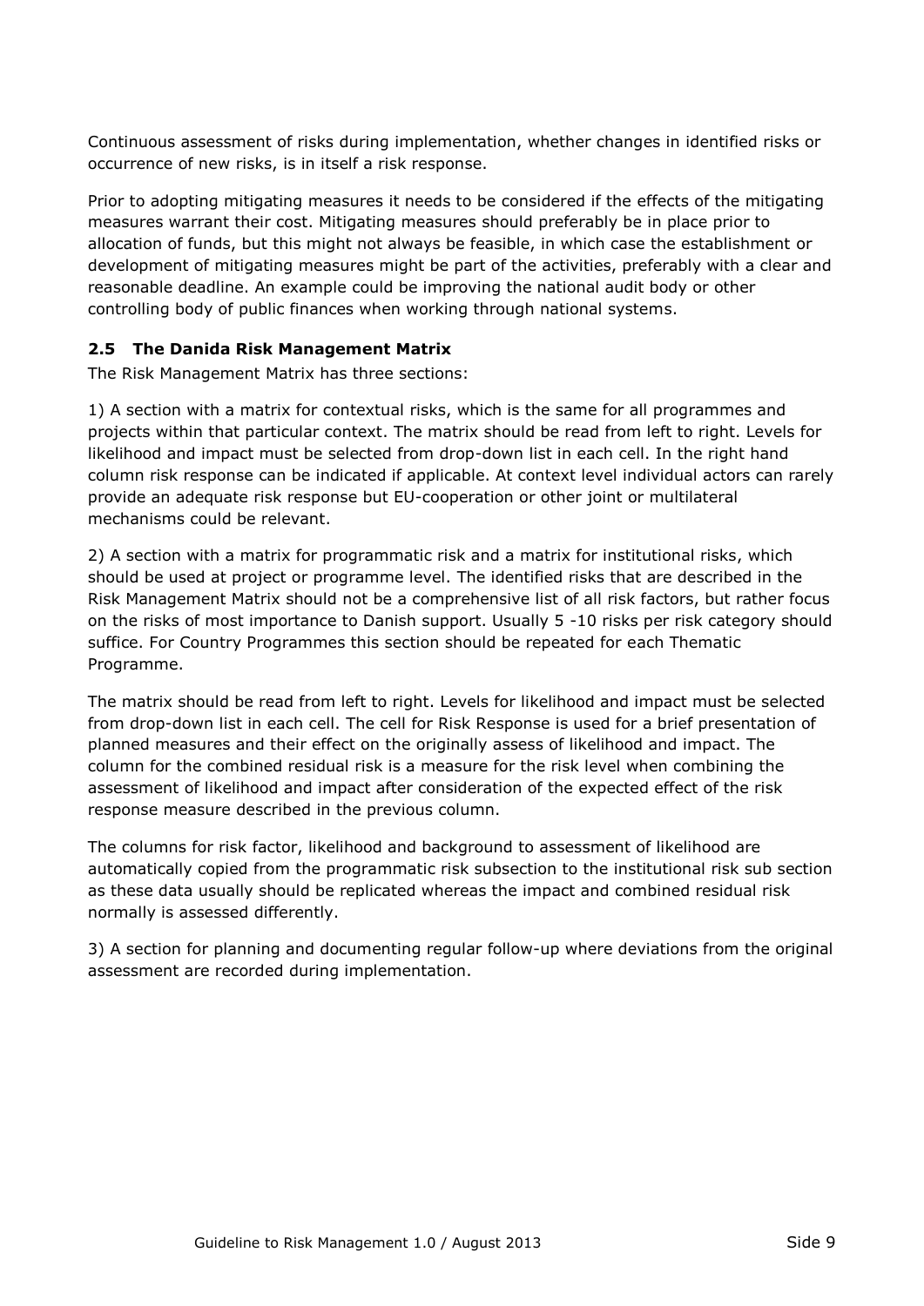Continuous assessment of risks during implementation, whether changes in identified risks or occurrence of new risks, is in itself a risk response.

Prior to adopting mitigating measures it needs to be considered if the effects of the mitigating measures warrant their cost. Mitigating measures should preferably be in place prior to allocation of funds, but this might not always be feasible, in which case the establishment or development of mitigating measures might be part of the activities, preferably with a clear and reasonable deadline. An example could be improving the national audit body or other controlling body of public finances when working through national systems.

### 2.5 The Danida Risk Management Matrix

The Risk Management Matrix has three sections:

1) A section with a matrix for contextual risks, which is the same for all programmes and projects within that particular context. The matrix should be read from left to right. Levels for likelihood and impact must be selected from drop-down list in each cell. In the right hand column risk response can be indicated if applicable. At context level individual actors can rarely provide an adequate risk response but EU-cooperation or other joint or multilateral mechanisms could be relevant.

2) A section with a matrix for programmatic risk and a matrix for institutional risks, which should be used at project or programme level. The identified risks that are described in the Risk Management Matrix should not be a comprehensive list of all risk factors, but rather focus on the risks of most importance to Danish support. Usually 5 -10 risks per risk category should suffice. For Country Programmes this section should be repeated for each Thematic Programme.

The matrix should be read from left to right. Levels for likelihood and impact must be selected from drop-down list in each cell. The cell for Risk Response is used for a brief presentation of planned measures and their effect on the originally assess of likelihood and impact. The column for the combined residual risk is a measure for the risk level when combining the assessment of likelihood and impact after consideration of the expected effect of the risk response measure described in the previous column.

The columns for risk factor, likelihood and background to assessment of likelihood are automatically copied from the programmatic risk subsection to the institutional risk sub section as these data usually should be replicated whereas the impact and combined residual risk normally is assessed differently.

3) A section for planning and documenting regular follow-up where deviations from the original assessment are recorded during implementation.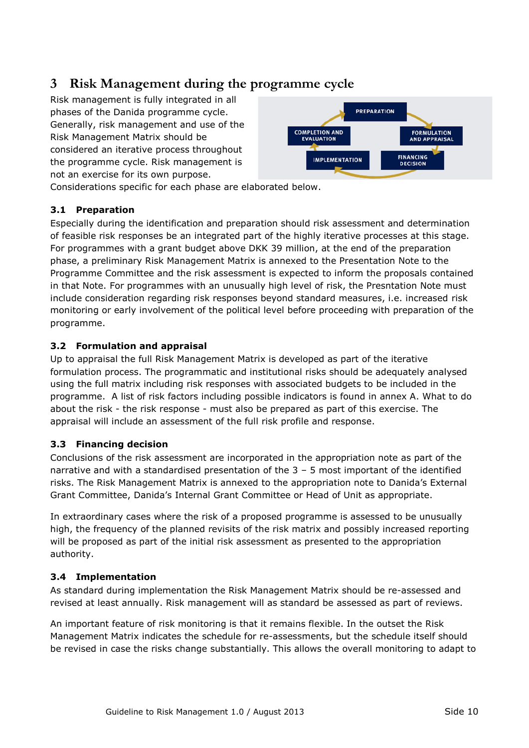# 3 Risk Management during the programme cycle

Risk management is fully integrated in all phases of the Danida programme cycle. Generally, risk management and use of the Risk Management Matrix should be considered an iterative process throughout the programme cycle. Risk management is not an exercise for its own purpose. Considerations specific for each phase are elaborated below.

## 3.1 Preparation

Especially during the identification and preparation should risk assessment and determination of feasible risk responses be an integrated part of the highly iterative processes at this stage. For programmes with a grant budget above DKK 39 million, at the end of the preparation phase, a preliminary Risk Management Matrix is annexed to the Presentation Note to the Programme Committee and the risk assessment is expected to inform the proposals contained in that Note. For programmes with an unusually high level of risk, the Presntation Note must include consideration regarding risk responses beyond standard measures, i.e. increased risk monitoring or early involvement of the political level before proceeding with preparation of the programme.

## 3.2 Formulation and appraisal

Up to appraisal the full Risk Management Matrix is developed as part of the iterative formulation process. The programmatic and institutional risks should be adequately analysed using the full matrix including risk responses with associated budgets to be included in the programme. A list of risk factors including possible indicators is found in annex A. What to do about the risk - the risk response - must also be prepared as part of this exercise. The appraisal will include an assessment of the full risk profile and response.

## 3.3 Financing decision

Conclusions of the risk assessment are incorporated in the appropriation note as part of the narrative and with a standardised presentation of the 3 – 5 most important of the identified risks. The Risk Management Matrix is annexed to the appropriation note to Danida's External Grant Committee, Danida's Internal Grant Committee or Head of Unit as appropriate.

In extraordinary cases where the risk of a proposed programme is assessed to be unusually high, the frequency of the planned revisits of the risk matrix and possibly increased reporting will be proposed as part of the initial risk assessment as presented to the appropriation authority.

## 3.4 Implementation

As standard during implementation the Risk Management Matrix should be re-assessed and revised at least annually. Risk management will as standard be assessed as part of reviews.

An important feature of risk monitoring is that it remains flexible. In the outset the Risk Management Matrix indicates the schedule for re-assessments, but the schedule itself should be revised in case the risks change substantially. This allows the overall monitoring to adapt to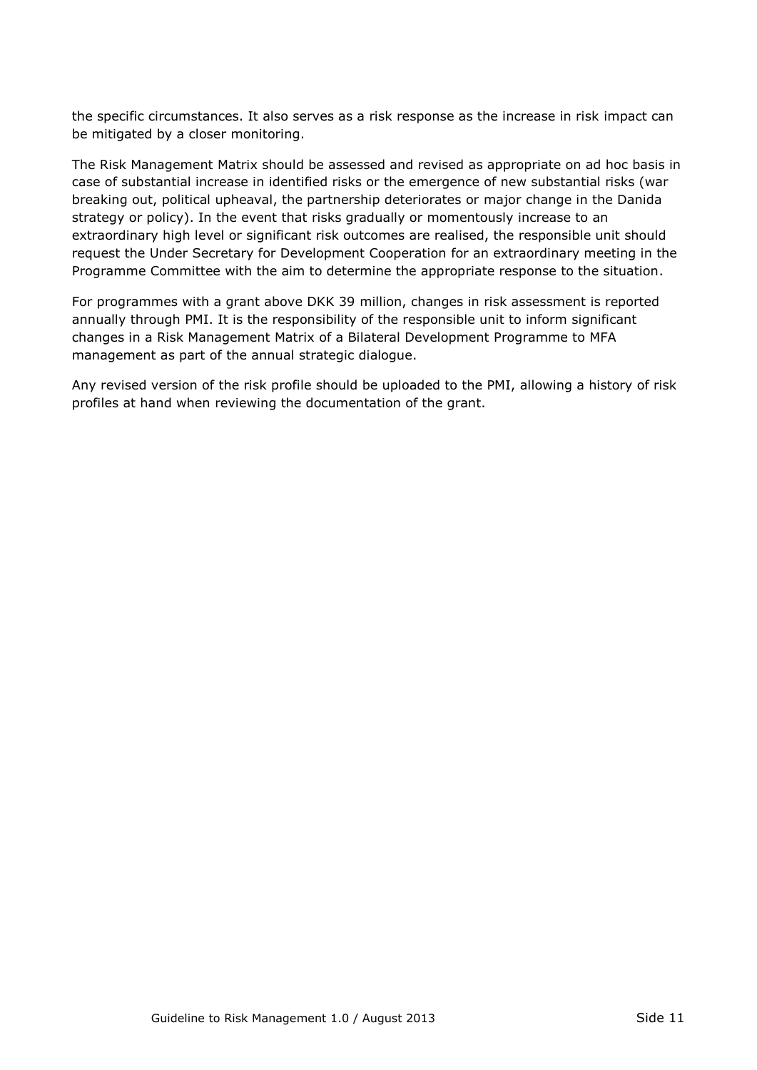the specific circumstances. It also serves as a risk response as the increase in risk impact can be mitigated by a closer monitoring.

The Risk Management Matrix should be assessed and revised as appropriate on ad hoc basis in case of substantial increase in identified risks or the emergence of new substantial risks (war breaking out, political upheaval, the partnership deteriorates or major change in the Danida strategy or policy). In the event that risks gradually or momentously increase to an extraordinary high level or significant risk outcomes are realised, the responsible unit should request the Under Secretary for Development Cooperation for an extraordinary meeting in the Programme Committee with the aim to determine the appropriate response to the situation.

For programmes with a grant above DKK 39 million, changes in risk assessment is reported annually through PMI. It is the responsibility of the responsible unit to inform significant changes in a Risk Management Matrix of a Bilateral Development Programme to MFA management as part of the annual strategic dialogue.

Any revised version of the risk profile should be uploaded to the PMI, allowing a history of risk profiles at hand when reviewing the documentation of the grant.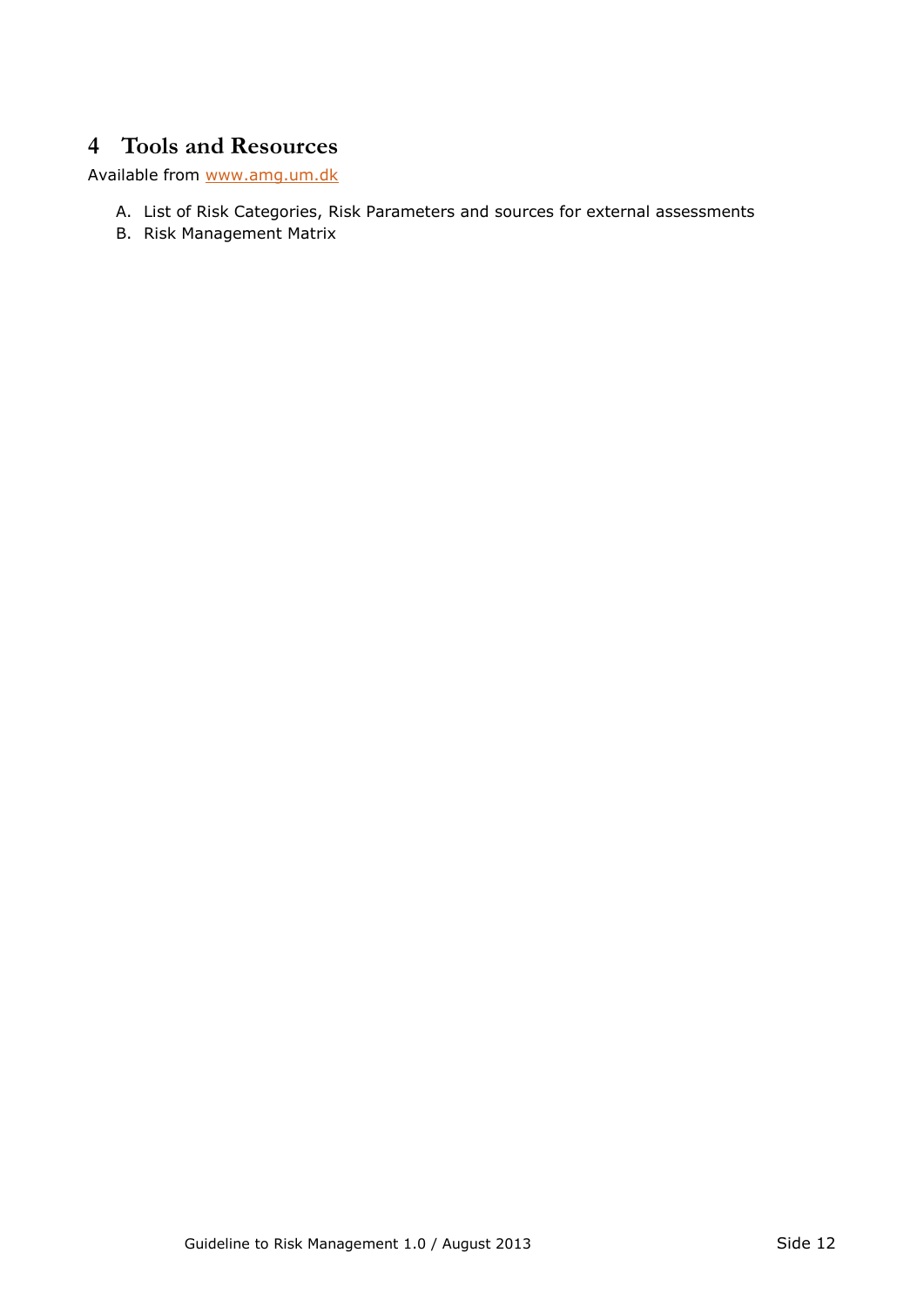# 4 Tools and Resources

Available from [www.amg.um.dk](www.amg.um.dk)

A. List of Risk Categories, Risk Parameters and sources for external assessments
B. Risk Management Matrix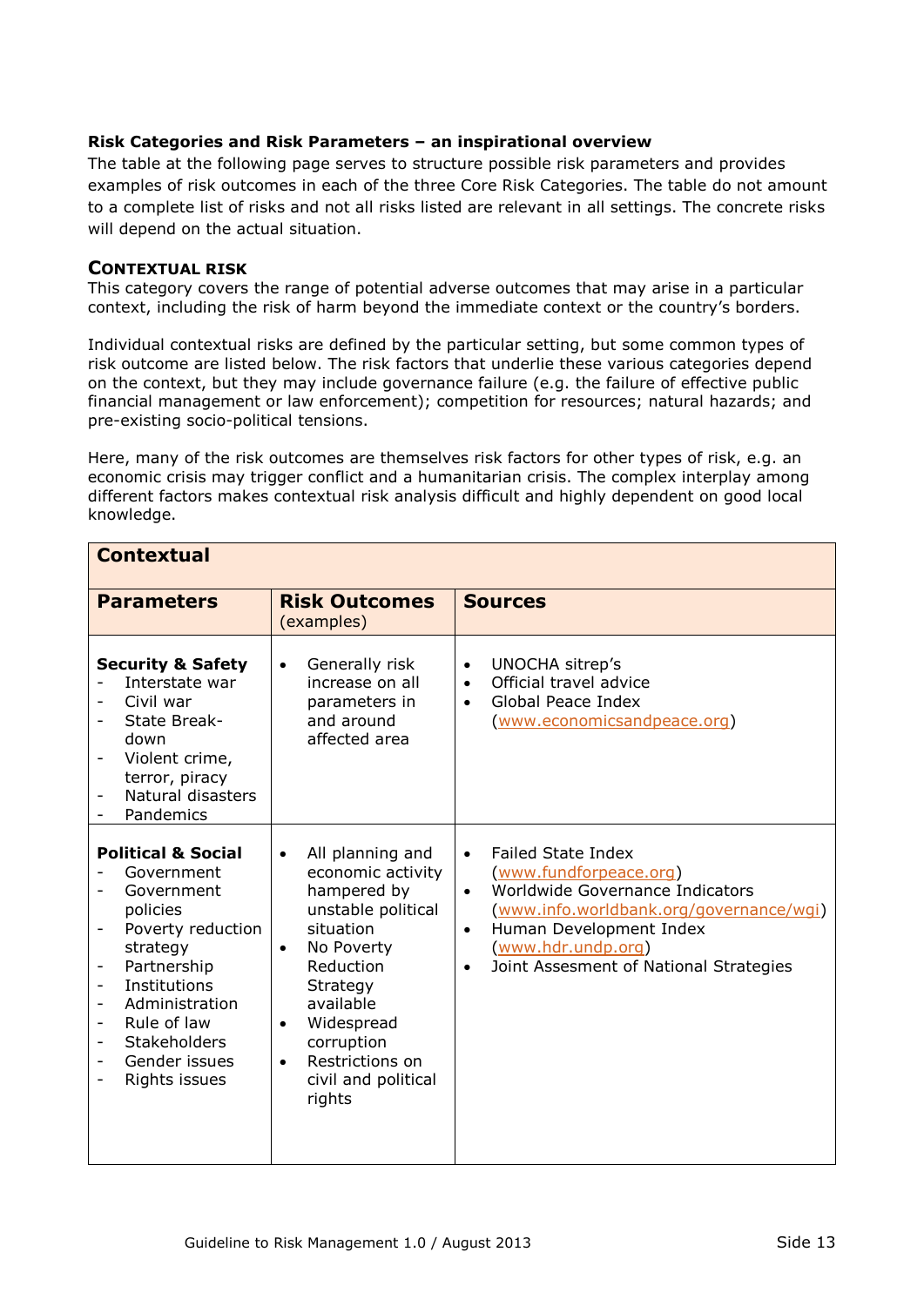**Risk Categories and Risk Parameters – an inspirational overview**

The table at the following page serves to structure possible risk parameters and provides examples of risk outcomes in each of the three Core Risk Categories. The table do not amount to a complete list of risks and not all risks listed are relevant in all settings. The concrete risks will depend on the actual situation.

### CONTEXTUAL RISK

This category covers the range of potential adverse outcomes that may arise in a particular context, including the risk of harm beyond the immediate context or the country's borders.

Individual contextual risks are defined by the particular setting, but some common types of risk outcome are listed below. The risk factors that underlie these various categories depend on the context, but they may include governance failure (e.g. the failure of effective public financial management or law enforcement); competition for resources; natural hazards; and pre-existing socio-political tensions.

Here, many of the risk outcomes are themselves risk factors for other types of risk, e.g. an economic crisis may trigger conflict and a humanitarian crisis. The complex interplay among different factors makes contextual risk analysis difficult and highly dependent on good local knowledge.

| **Contextual** | | |
|---|---|---|
| **Parameters** | **Risk Outcomes** (examples) | **Sources** |
| **Security & Safety**<br>- Interstate war<br>- Civil war<br>- State Break-down<br>- Violent crime, terror, piracy<br>- Natural disasters<br>- Pandemics | • Generally risk increase on all parameters in and around affected area | • UNOCHA sitrep's<br>• Official travel advice<br>• Global Peace Index (www.economicsandpeace.org) |
| **Political & Social**<br>- Government<br>- Government policies<br>- Poverty reduction strategy<br>- Partnership<br>- Institutions<br>- Administration<br>- Rule of law<br>- Stakeholders<br>- Gender issues<br>- Rights issues | • All planning and economic activity hampered by unstable political situation<br>• No Poverty Reduction Strategy available<br>• Widespread corruption<br>• Restrictions on civil and political rights | • Failed State Index (www.fundforpeace.org)<br>• Worldwide Governance Indicators (www.info.worldbank.org/governance/wgi)<br>• Human Development Index (www.hdr.undp.org)<br>• Joint Assesment of National Strategies |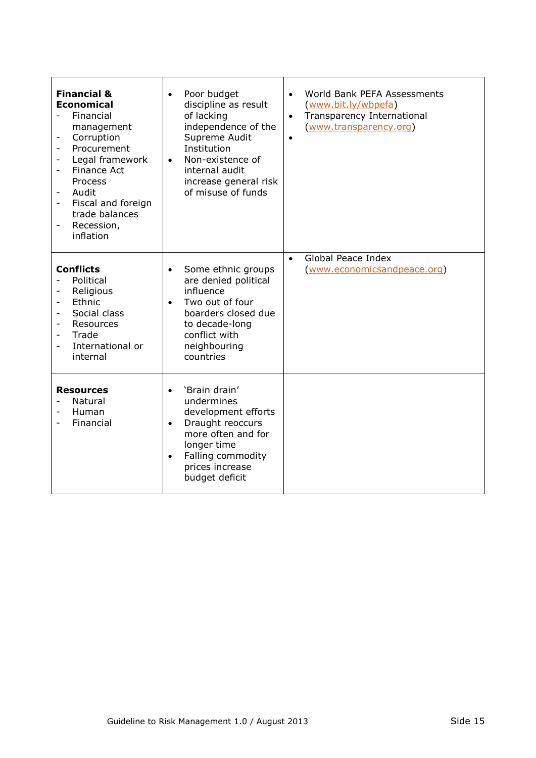| | | |
|---|---|---|
| **Financial & Economical**<br>- Financial management<br>- Corruption<br>- Procurement<br>- Legal framework<br>- Finance Act Process<br>- Audit<br>- Fiscal and foreign trade balances<br>- Recession, inflation | • Poor budget discipline as result of lacking independence of the Supreme Audit Institution<br>• Non-existence of internal audit increase general risk of misuse of funds | • World Bank PEFA Assessments (www.bit.ly/wbpefa)<br>• Transparency International (www.transparency.org)<br>• |
| **Conflicts**<br>- Political<br>- Religious<br>- Ethnic<br>- Social class<br>- Resources<br>- Trade<br>- International or internal | • Some ethnic groups are denied political influence<br>• Two out of four boarders closed due to decade-long conflict with neighbouring countries | • Global Peace Index (www.economicsandpeace.org) |
| **Resources**<br>- Natural<br>- Human<br>- Financial | • 'Brain drain' undermines development efforts<br>• Draught reoccurs more often and for longer time<br>• Falling commodity prices increase budget deficit | |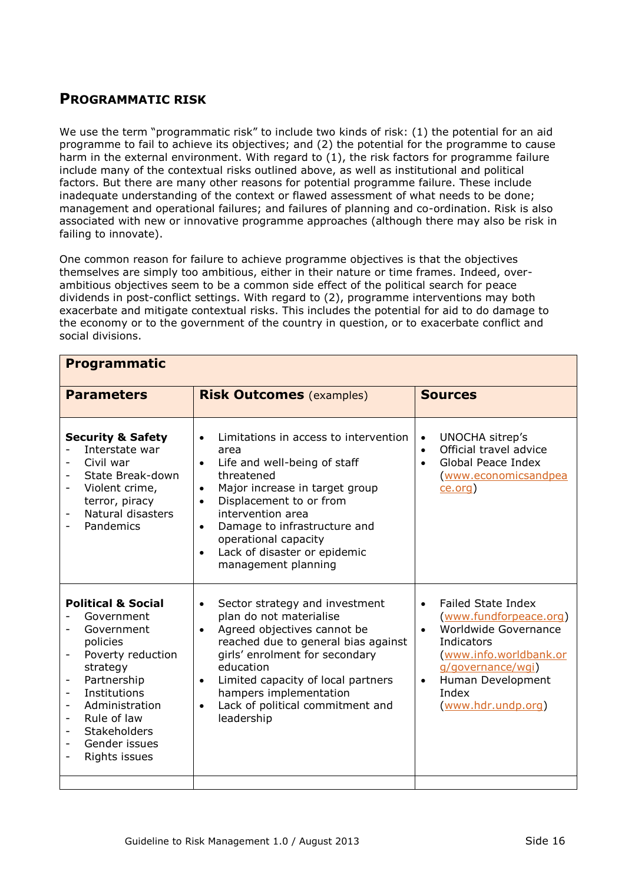## Programmatic Risk

We use the term "programmatic risk" to include two kinds of risk: (1) the potential for an aid programme to fail to achieve its objectives; and (2) the potential for the programme to cause harm in the external environment. With regard to (1), the risk factors for programme failure include many of the contextual risks outlined above, as well as institutional and political factors. But there are many other reasons for potential programme failure. These include inadequate understanding of the context or flawed assessment of what needs to be done; management and operational failures; and failures of planning and co-ordination. Risk is also associated with new or innovative programme approaches (although there may also be risk in failing to innovate).

One common reason for failure to achieve programme objectives is that the objectives themselves are simply too ambitious, either in their nature or time frames. Indeed, over-ambitious objectives seem to be a common side effect of the political search for peace dividends in post-conflict settings. With regard to (2), programme interventions may both exacerbate and mitigate contextual risks. This includes the potential for aid to do damage to the economy or to the government of the country in question, or to exacerbate conflict and social divisions.

| **Programmatic** | | |
|---|---|---|
| **Parameters** | **Risk Outcomes** (examples) | **Sources** |
| **Security & Safety**<br>- Interstate war<br>- Civil war<br>- State Break-down<br>- Violent crime, terror, piracy<br>- Natural disasters<br>- Pandemics | • Limitations in access to intervention area<br>• Life and well-being of staff threatened<br>• Major increase in target group<br>• Displacement to or from intervention area<br>• Damage to infrastructure and operational capacity<br>• Lack of disaster or epidemic management planning | • UNOCHA sitrep's<br>• Official travel advice<br>• Global Peace Index (www.economicsandpeace.org) |
| **Political & Social**<br>- Government<br>- Government policies<br>- Poverty reduction strategy<br>- Partnership<br>- Institutions<br>- Administration<br>- Rule of law<br>- Stakeholders<br>- Gender issues<br>- Rights issues | • Sector strategy and investment plan do not materialise<br>• Agreed objectives cannot be reached due to general bias against girls' enrolment for secondary education<br>• Limited capacity of local partners hampers implementation<br>• Lack of political commitment and leadership | • Failed State Index (www.fundforpeace.org)<br>• Worldwide Governance Indicators (www.info.worldbank.org/governance/wgi)<br>• Human Development Index (www.hdr.undp.org) |
| | | |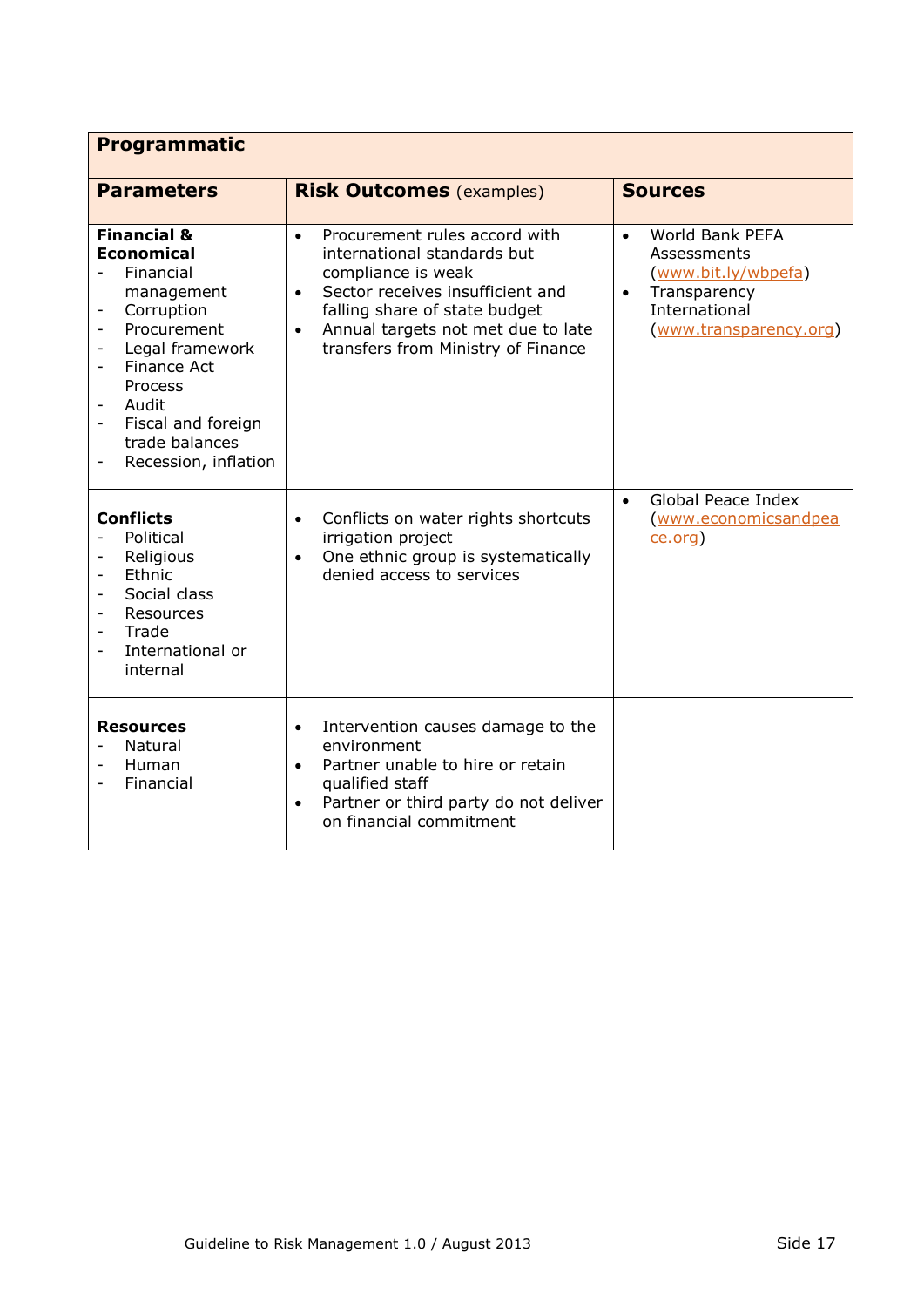| **Programmatic** | | |
|---|---|---|
| **Parameters** | **Risk Outcomes** (examples) | **Sources** |
| **Financial & Economical**<br>- Financial management<br>- Corruption<br>- Procurement<br>- Legal framework<br>- Finance Act Process<br>- Audit<br>- Fiscal and foreign trade balances<br>- Recession, inflation | • Procurement rules accord with international standards but compliance is weak<br>• Sector receives insufficient and falling share of state budget<br>• Annual targets not met due to late transfers from Ministry of Finance | • World Bank PEFA Assessments (www.bit.ly/wbpefa)<br>• Transparency International (www.transparency.org) |
| **Conflicts**<br>- Political<br>- Religious<br>- Ethnic<br>- Social class<br>- Resources<br>- Trade<br>- International or internal | • Conflicts on water rights shortcuts irrigation project<br>• One ethnic group is systematically denied access to services | • Global Peace Index (www.economicsandpeace.org) |
| **Resources**<br>- Natural<br>- Human<br>- Financial | • Intervention causes damage to the environment<br>• Partner unable to hire or retain qualified staff<br>• Partner or third party do not deliver on financial commitment | |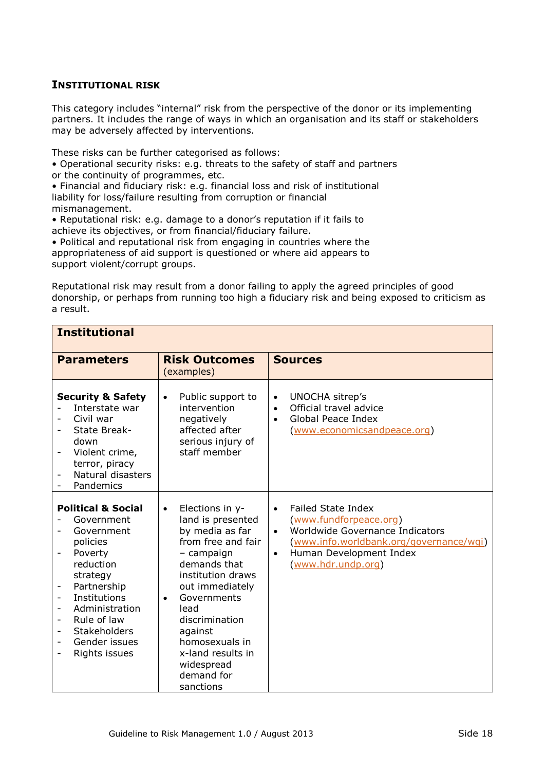### INSTITUTIONAL RISK

This category includes "internal" risk from the perspective of the donor or its implementing partners. It includes the range of ways in which an organisation and its staff or stakeholders may be adversely affected by interventions.

These risks can be further categorised as follows:

- Operational security risks: e.g. threats to the safety of staff and partners or the continuity of programmes, etc.
- Financial and fiduciary risk: e.g. financial loss and risk of institutional liability for loss/failure resulting from corruption or financial mismanagement.
- Reputational risk: e.g. damage to a donor's reputation if it fails to achieve its objectives, or from financial/fiduciary failure.
- Political and reputational risk from engaging in countries where the appropriateness of aid support is questioned or where aid appears to support violent/corrupt groups.

Reputational risk may result from a donor failing to apply the agreed principles of good donorship, or perhaps from running too high a fiduciary risk and being exposed to criticism as a result.

| **Institutional** | | |
|---|---|---|
| **Parameters** | **Risk Outcomes** (examples) | **Sources** |
| **Security & Safety**<br>- Interstate war<br>- Civil war<br>- State Break-down<br>- Violent crime, terror, piracy<br>- Natural disasters<br>- Pandemics | • Public support to intervention negatively affected after serious injury of staff member | • UNOCHA sitrep's<br>• Official travel advice<br>• Global Peace Index (www.economicsandpeace.org) |
| **Political & Social**<br>- Government<br>- Government policies<br>- Poverty reduction strategy<br>- Partnership<br>- Institutions<br>- Administration<br>- Rule of law<br>- Stakeholders<br>- Gender issues<br>- Rights issues | • Elections in y-land is presented by media as far from free and fair – campaign demands that institution draws out immediately<br>• Governments lead discrimination against homosexuals in x-land results in widespread demand for sanctions | • Failed State Index (www.fundforpeace.org)<br>• Worldwide Governance Indicators (www.info.worldbank.org/governance/wgi)<br>• Human Development Index (www.hdr.undp.org) |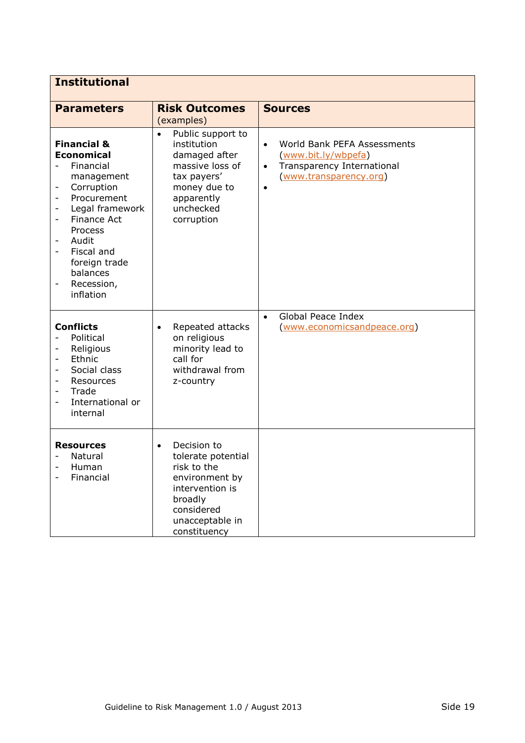| **Institutional** | | |
|---|---|---|
| **Parameters** | **Risk Outcomes** (examples) | **Sources** |
| **Financial & Economical**<br>- Financial management<br>- Corruption<br>- Procurement<br>- Legal framework<br>- Finance Act Process<br>- Audit<br>- Fiscal and foreign trade balances<br>- Recession, inflation | • Public support to institution damaged after massive loss of tax payers' money due to apparently unchecked corruption | • World Bank PEFA Assessments (www.bit.ly/wbpefa)<br>• Transparency International (www.transparency.org)<br>• |
| **Conflicts**<br>- Political<br>- Religious<br>- Ethnic<br>- Social class<br>- Resources<br>- Trade<br>- International or internal | • Repeated attacks on religious minority lead to call for withdrawal from z-country | • Global Peace Index (www.economicsandpeace.org) |
| **Resources**<br>- Natural<br>- Human<br>- Financial | • Decision to tolerate potential risk to the environment by intervention is broadly considered unacceptable in constituency | |